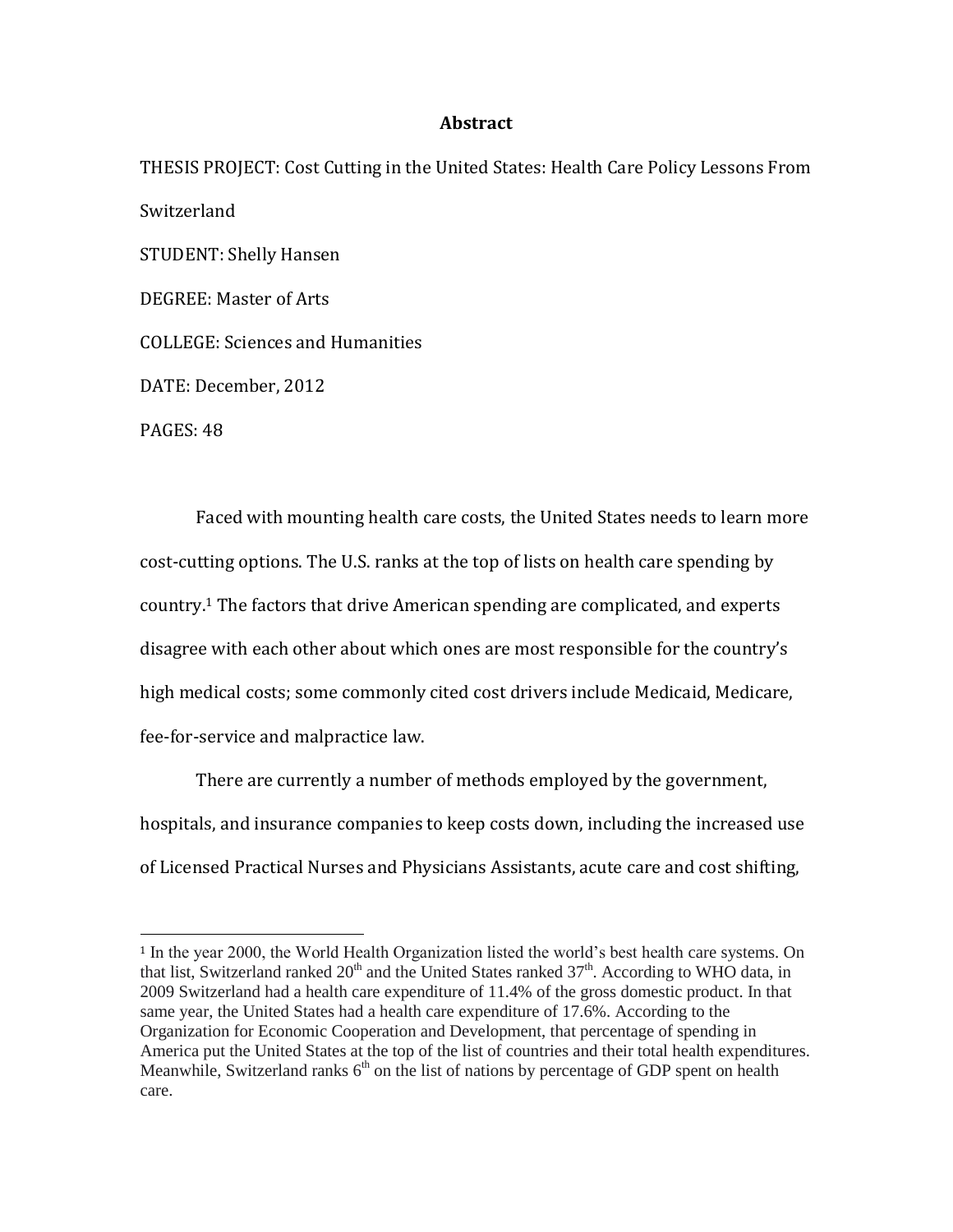# Abstract

THESIS PROJECT: Cost Cutting in the United States: Health Care Policy Lessons From Switzerland

STUDENT: Shelly Hansen

DEGREE: Master of Arts

COLLEGE: Sciences and Humanities

DATE: December, 2012

PAGES: 48

Faced with mounting health care costs, the United States needs to learn more cost-cutting options. The U.S. ranks at the top of lists on health care spending by country.[1] The factors that drive American spending are complicated, and experts disagree with each other about which ones are most responsible for the country's high medical costs; some commonly cited cost drivers include Medicaid, Medicare, fee-for-service and malpractice law.

There are currently a number of methods employed by the government, hospitals, and insurance companies to keep costs down, including the increased use of Licensed Practical Nurses and Physicians Assistants, acute care and cost shifting,

---

[1] In the year 2000, the World Health Organization listed the world's best health care systems. On that list, Switzerland ranked 20th and the United States ranked 37th. According to WHO data, in 2009 Switzerland had a health care expenditure of 11.4% of the gross domestic product. In that same year, the United States had a health care expenditure of 17.6%. According to the Organization for Economic Cooperation and Development, that percentage of spending in America put the United States at the top of the list of countries and their total health expenditures. Meanwhile, Switzerland ranks 6th on the list of nations by percentage of GDP spent on health care.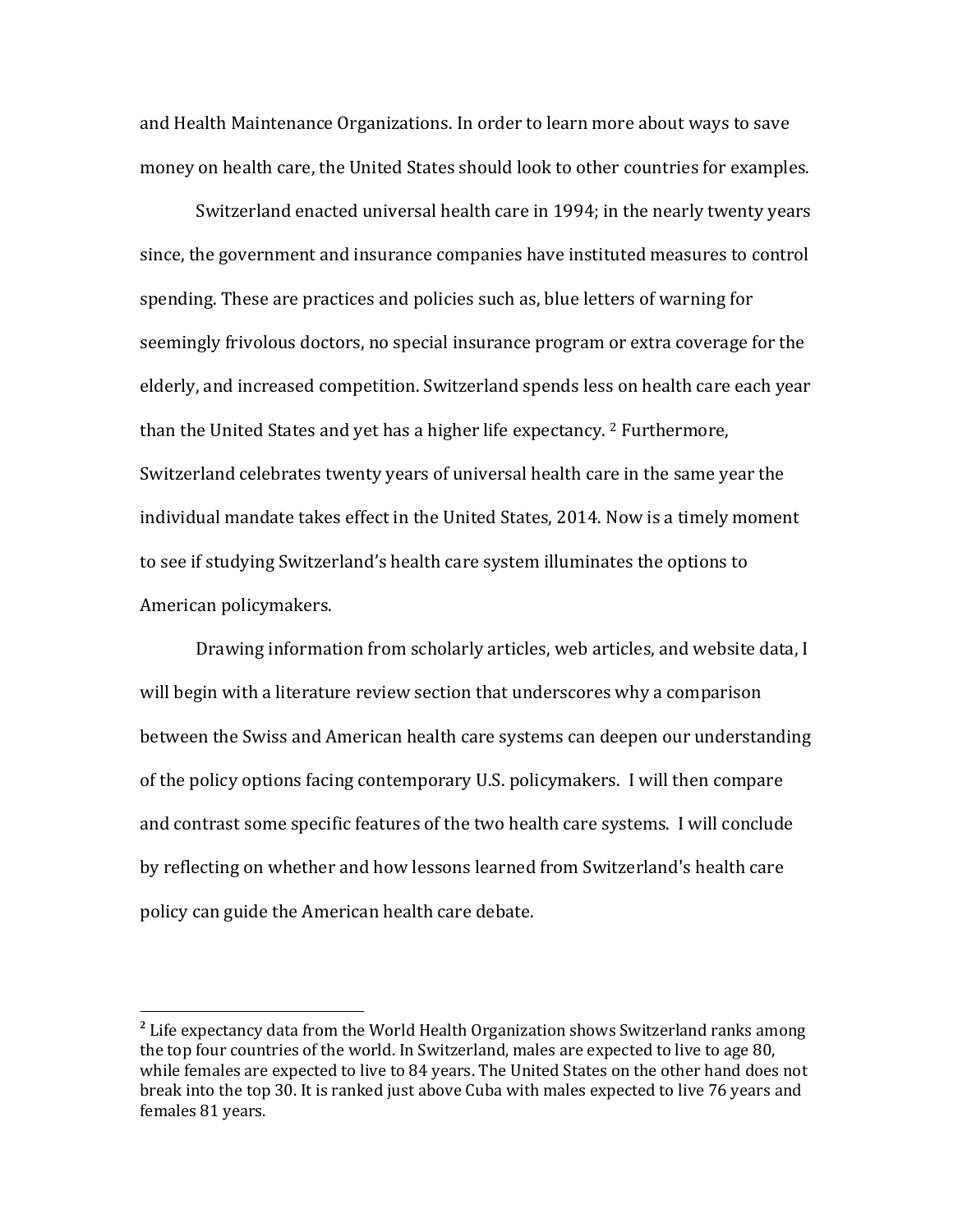and Health Maintenance Organizations. In order to learn more about ways to save money on health care, the United States should look to other countries for examples.

Switzerland enacted universal health care in 1994; in the nearly twenty years since, the government and insurance companies have instituted measures to control spending. These are practices and policies such as, blue letters of warning for seemingly frivolous doctors, no special insurance program or extra coverage for the elderly, and increased competition. Switzerland spends less on health care each year than the United States and yet has a higher life expectancy. [2] Furthermore, Switzerland celebrates twenty years of universal health care in the same year the individual mandate takes effect in the United States, 2014. Now is a timely moment to see if studying Switzerland's health care system illuminates the options to American policymakers.

Drawing information from scholarly articles, web articles, and website data, I will begin with a literature review section that underscores why a comparison between the Swiss and American health care systems can deepen our understanding of the policy options facing contemporary U.S. policymakers. I will then compare and contrast some specific features of the two health care systems. I will conclude by reflecting on whether and how lessons learned from Switzerland's health care policy can guide the American health care debate.

---

[2] Life expectancy data from the World Health Organization shows Switzerland ranks among the top four countries of the world. In Switzerland, males are expected to live to age 80, while females are expected to live to 84 years. The United States on the other hand does not break into the top 30. It is ranked just above Cuba with males expected to live 76 years and females 81 years.